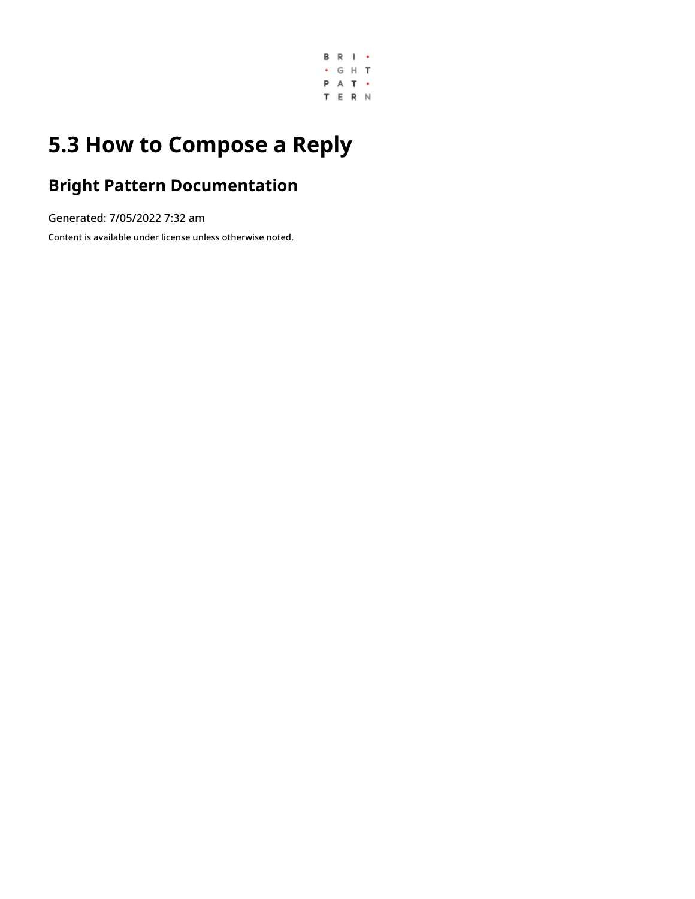# 5.3 How to Compose a Reply

## Bright Pattern Documentation

Generated: 7/05/2022 7:32 am

Content is available under license unless otherwise noted.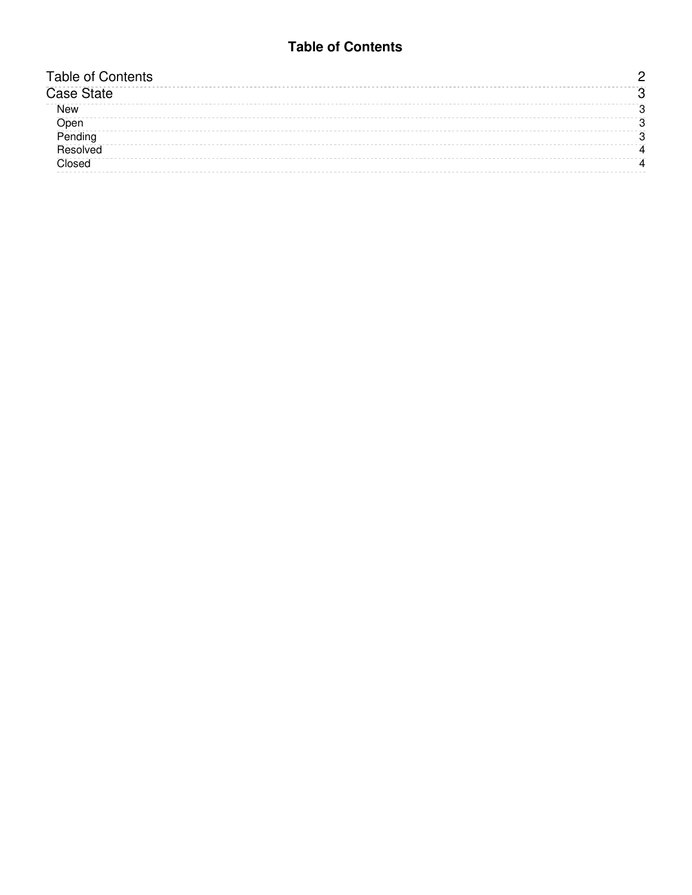# Table of Contents

| | |
|---|---|
| Table of Contents | 2 |
| Case State | 3 |
| New | 3 |
| Open | 3 |
| Pending | 3 |
| Resolved | 4 |
| Closed | 4 |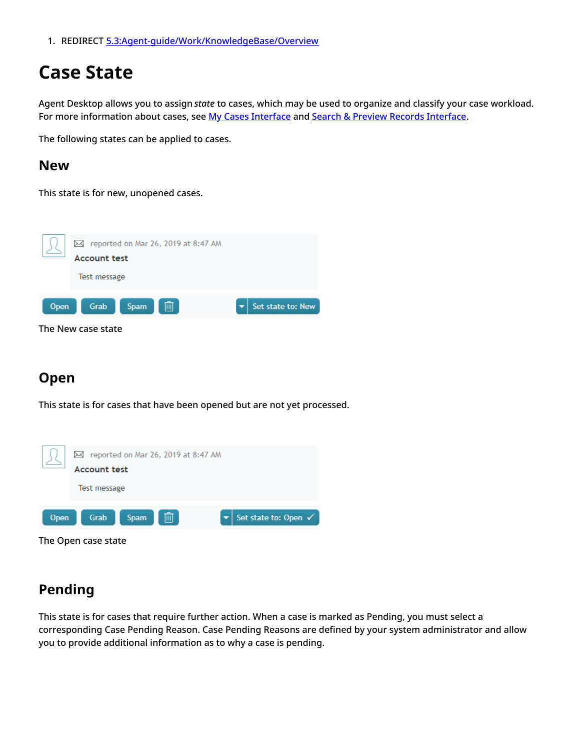1. REDIRECT [5.3:Agent-guide/Work/KnowledgeBase/Overview]()

# Case State

Agent Desktop allows you to assign *state* to cases, which may be used to organize and classify your case workload. For more information about cases, see [My Cases Interface]() and [Search & Preview Records Interface]().

The following states can be applied to cases.

## New

This state is for new, unopened cases.

The New case state

## Open

This state is for cases that have been opened but are not yet processed.

The Open case state

## Pending

This state is for cases that require further action. When a case is marked as Pending, you must select a corresponding Case Pending Reason. Case Pending Reasons are defined by your system administrator and allow you to provide additional information as to why a case is pending.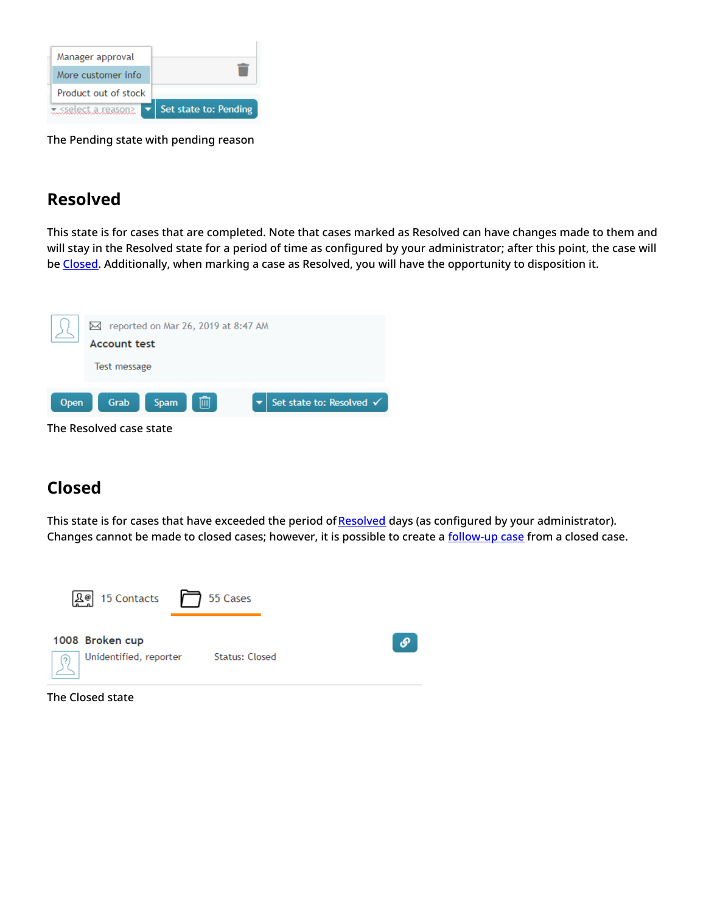The Pending state with pending reason

## Resolved

This state is for cases that are completed. Note that cases marked as Resolved can have changes made to them and will stay in the Resolved state for a period of time as configured by your administrator; after this point, the case will be Closed. Additionally, when marking a case as Resolved, you will have the opportunity to disposition it.

The Resolved case state

## Closed

This state is for cases that have exceeded the period of Resolved days (as configured by your administrator). Changes cannot be made to closed cases; however, it is possible to create a follow-up case from a closed case.

The Closed state